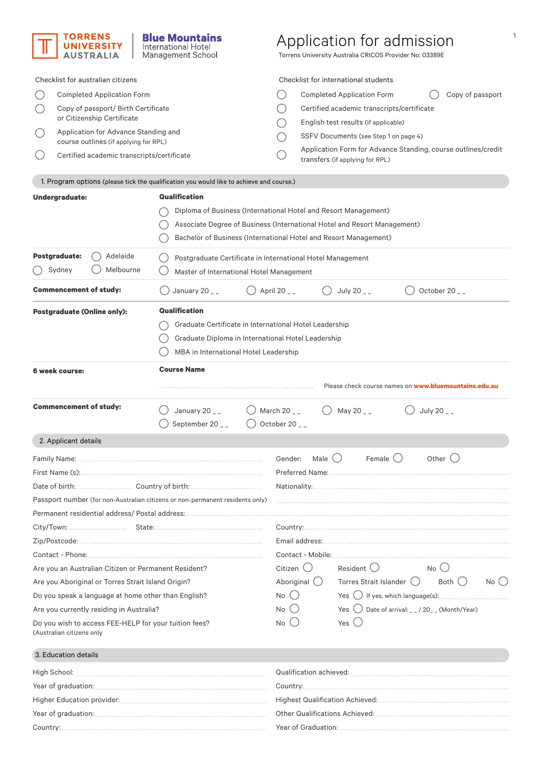TORRENS UNIVERSITY AUSTRALIA | **Blue Mountains** International Hotel Management School

# Application for admission

Torrens University Australia CRICOS Provider No: 03389E

**Checklist for australian citizens**

- ◯ Completed Application Form
- ◯ Copy of passport/ Birth Certificate or Citizenship Certificate
- ◯ Application for Advance Standing and course outlines (if applying for RPL)
- ◯ Certified academic transcripts/certificate

**Checklist for international students**

- ◯ Completed Application Form
- ◯ Copy of passport
- ◯ Certified academic transcripts/certificate
- ◯ English test results (if applicable)
- ◯ SSFV Documents (see Step 1 on page 4)
- ◯ Application Form for Advance Standing, course outlines/credit transfers (if applying for RPL)

## 1. Program options (please tick the qualification you would like to achieve and course.)

**Undergraduate:**

**Qualification**

- ◯ Diploma of Business (International Hotel and Resort Management)
- ◯ Associate Degree of Business (International Hotel and Resort Management)
- ◯ Bachelor of Business (International Hotel and Resort Management)

**Postgraduate:** ◯ Adelaide ◯ Sydney ◯ Melbourne

- ◯ Postgraduate Certificate in International Hotel Management
- ◯ Master of International Hotel Management

**Commencement of study:** ◯ January 20 _ _ ◯ April 20 _ _ ◯ July 20 _ _ ◯ October 20 _ _

**Postgraduate (Online only):**

**Qualification**

- ◯ Graduate Certificate in International Hotel Leadership
- ◯ Graduate Diploma in International Hotel Leadership
- ◯ MBA in International Hotel Leadership

**6 week course:**

**Course Name**

.......................................................... Please check course names on **www.bluemountains.edu.au**

**Commencement of study:** ◯ January 20 _ _ ◯ March 20 _ _ ◯ May 20 _ _ ◯ July 20 _ _ ◯ September 20 _ _ ◯ October 20 _ _

## 2. Applicant details

Family Name: ..........................................................

Gender: Male ◯ Female ◯ Other ◯

First Name (s): ..........................................................

Preferred Name: ..........................................................

Date of birth: .................... Country of birth: ....................

Nationality: ..........................................................

Passport number (for non-Australian citizens or non-permanent residents only) ..........................................................

Permanent residential address/ Postal address: ..........................................................

City/Town: .................... State: ....................

Country: ..........................................................

Zip/Postcode: ..........................................................

Email address: ..........................................................

Contact - Phone: ..........................................................

Contact - Mobile: ..........................................................

Are you an Australian Citizen or Permanent Resident? Citizen ◯ Resident ◯ No ◯

Are you Aboriginal or Torres Strait Island Origin? Aboriginal ◯ Torres Strait Islander ◯ Both ◯ No ◯

Do you speak a language at home other than English? No ◯ Yes ◯ If yes, which language(s): ....................

Are you currently residing in Australia? No ◯ Yes ◯ Date of arrival: _ _ / 20_ _ (Month/Year)

Do you wish to access FEE-HELP for your tuition fees? (Australian citizens only No ◯ Yes ◯

## 3. Education details

High School: ..........................................................

Qualification achieved: ..........................................................

Year of graduation: ..........................................................

Country: ..........................................................

Higher Education provider: ..........................................................

Highest Qualification Achieved: ..........................................................

Year of graduation: ..........................................................

Other Qualifications Achieved: ..........................................................

Country: ..........................................................

Year of Graduation: ..........................................................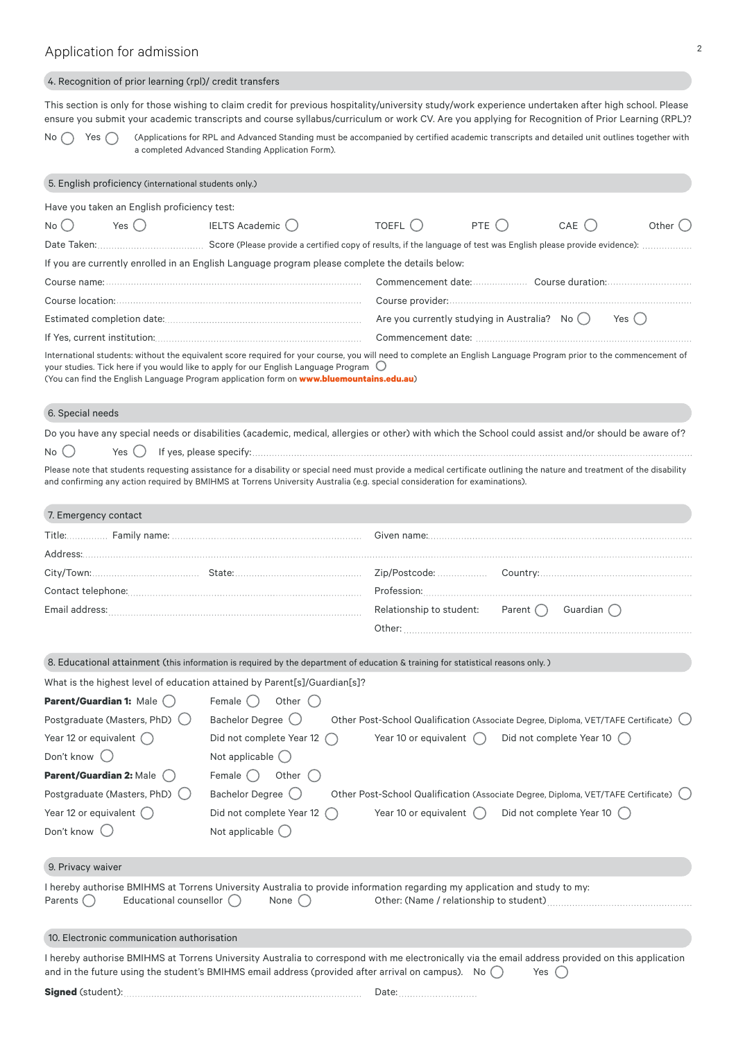## Application for admission

### 4. Recognition of prior learning (rpl)/ credit transfers

This section is only for those wishing to claim credit for previous hospitality/university study/work experience undertaken after high school. Please ensure you submit your academic transcripts and course syllabus/curriculum or work CV. Are you applying for Recognition of Prior Learning (RPL)?

No ◯ Yes ◯ (Applications for RPL and Advanced Standing must be accompanied by certified academic transcripts and detailed unit outlines together with a completed Advanced Standing Application Form).

### 5. English proficiency (international students only.)

Have you taken an English proficiency test:

No ◯ Yes ◯ IELTS Academic ◯ TOEFL ◯ PTE ◯ CAE ◯ Other ◯

Date Taken:.................................... Score (Please provide a certified copy of results, if the language of test was English please provide evidence): .................

If you are currently enrolled in an English Language program please complete the details below:

Course name:.................................................................... Commencement date:.................. Course duration:............................

Course location:.................................................................... Course provider:....................................................................

Estimated completion date:.................................................... Are you currently studying in Australia? No ◯ Yes ◯

If Yes, current institution:.................................................... Commencement date: ....................................................

International students: without the equivalent score required for your course, you will need to complete an English Language Program prior to the commencement of your studies. Tick here if you would like to apply for our English Language Program ◯
(You can find the English Language Program application form on **www.bluemountains.edu.au**)

### 6. Special needs

Do you have any special needs or disabilities (academic, medical, allergies or other) with which the School could assist and/or should be aware of?

No ◯ Yes ◯ If yes, please specify:....................................................................

Please note that students requesting assistance for a disability or special need must provide a medical certificate outlining the nature and treatment of the disability and confirming any action required by BMIHMS at Torrens University Australia (e.g. special consideration for examinations).

### 7. Emergency contact

Title:.............. Family name: .................................................... Given name:....................................................

Address:....................................................................

City/Town:.................................... State:............................................ Zip/Postcode: ................. Country:....................................................

Contact telephone:.................................................... Profession:....................................................

Email address:.................................................... Relationship to student: Parent ◯ Guardian ◯

Other: ....................................................

### 8. Educational attainment (this information is required by the department of education & training for statistical reasons only. )

What is the highest level of education attained by Parent[s]/Guardian[s]?

**Parent/Guardian 1:** Male ◯ Female ◯ Other ◯

Postgraduate (Masters, PhD) ◯ Bachelor Degree ◯ Other Post-School Qualification (Associate Degree, Diploma, VET/TAFE Certificate) ◯

Year 12 or equivalent ◯ Did not complete Year 12 ◯ Year 10 or equivalent ◯ Did not complete Year 10 ◯

Don't know ◯ Not applicable ◯

**Parent/Guardian 2:** Male ◯ Female ◯ Other ◯

Postgraduate (Masters, PhD) ◯ Bachelor Degree ◯ Other Post-School Qualification (Associate Degree, Diploma, VET/TAFE Certificate) ◯

Year 12 or equivalent ◯ Did not complete Year 12 ◯ Year 10 or equivalent ◯ Did not complete Year 10 ◯

Don't know ◯ Not applicable ◯

### 9. Privacy waiver

I hereby authorise BMIHMS at Torrens University Australia to provide information regarding my application and study to my:
Parents ◯ Educational counsellor ◯ None ◯ Other: (Name / relationship to student)....................................................

### 10. Electronic communication authorisation

I hereby authorise BMIHMS at Torrens University Australia to correspond with me electronically via the email address provided on this application and in the future using the student's BMIHMS email address (provided after arrival on campus). No ◯ Yes ◯

**Signed** (student):.................................................................... Date:............................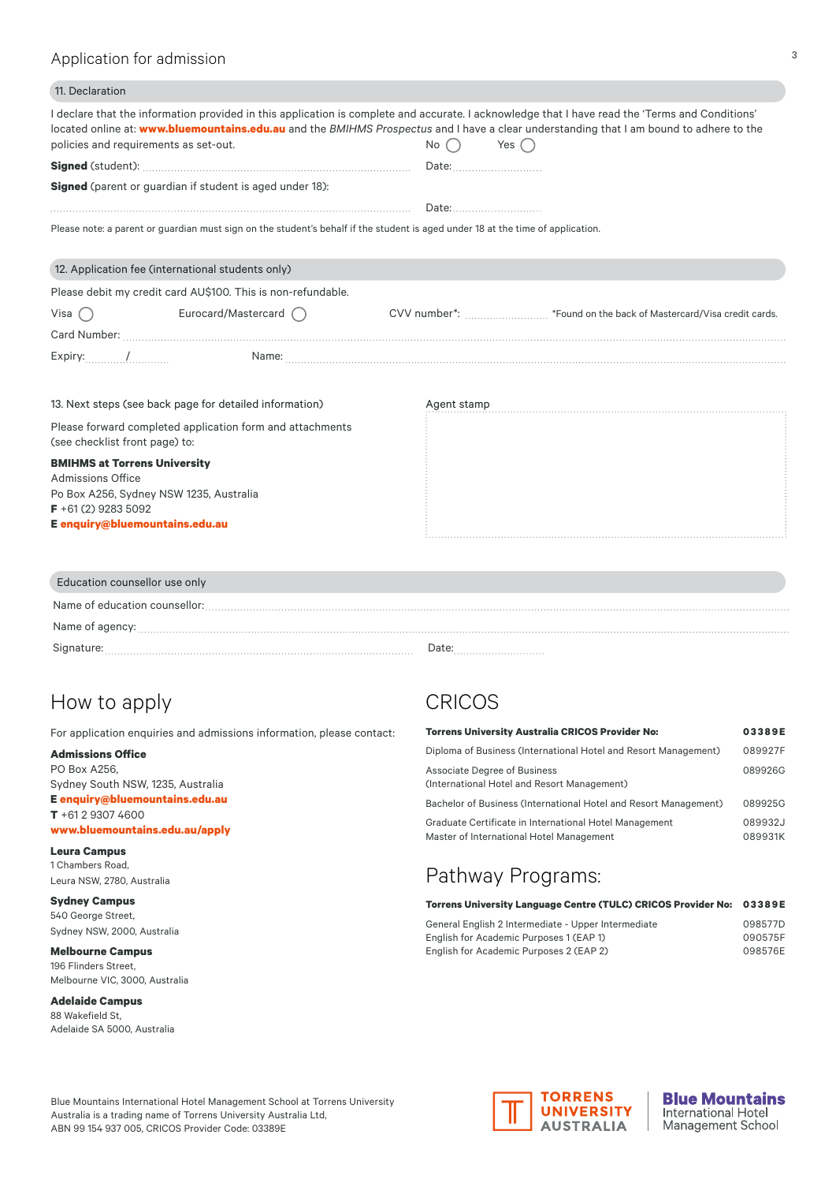Application for admission

## 11. Declaration

I declare that the information provided in this application is complete and accurate. I acknowledge that I have read the 'Terms and Conditions' located online at: **www.bluemountains.edu.au** and the *BMIHMS Prospectus* and I have a clear understanding that I am bound to adhere to the policies and requirements as set-out. No ◯ Yes ◯

**Signed** (student): ............................................................ Date: ..........................

**Signed** (parent or guardian if student is aged under 18):

............................................................ Date: ..........................

Please note: a parent or guardian must sign on the student's behalf if the student is aged under 18 at the time of application.

## 12. Application fee (international students only)

Please debit my credit card AU$100. This is non-refundable.

Visa ◯ Eurocard/Mastercard ◯ CVV number*: .......................... *Found on the back of Mastercard/Visa credit cards.

Card Number: ............................................................

Expiry: ........./......... Name: ............................................................

## 13. Next steps (see back page for detailed information)

Please forward completed application form and attachments (see checklist front page) to:

**BMIHMS at Torrens University**
Admissions Office
Po Box A256, Sydney NSW 1235, Australia
**F** +61 (2) 9283 5092
**E** **enquiry@bluemountains.edu.au**

Agent stamp

## Education counsellor use only

Name of education counsellor: ............................................................

Name of agency: ............................................................

Signature: ............................................................ Date: ..........................

# How to apply

For application enquiries and admissions information, please contact:

**Admissions Office**
PO Box A256,
Sydney South NSW, 1235, Australia
**E** **enquiry@bluemountains.edu.au**
**T** +61 2 9307 4600
**www.bluemountains.edu.au/apply**

**Leura Campus**
1 Chambers Road,
Leura NSW, 2780, Australia

**Sydney Campus**
540 George Street,
Sydney NSW, 2000, Australia

**Melbourne Campus**
196 Flinders Street,
Melbourne VIC, 3000, Australia

**Adelaide Campus**
88 Wakefield St,
Adelaide SA 5000, Australia

# CRICOS

| **Torrens University Australia CRICOS Provider No:** | **03389E** |
|---|---|
| Diploma of Business (International Hotel and Resort Management) | 089927F |
| Associate Degree of Business (International Hotel and Resort Management) | 089926G |
| Bachelor of Business (International Hotel and Resort Management) | 089925G |
| Graduate Certificate in International Hotel Management | 089932J |
| Master of International Hotel Management | 089931K |

# Pathway Programs:

| **Torrens University Language Centre (TULC) CRICOS Provider No:** | **03389E** |
|---|---|
| General English 2 Intermediate - Upper Intermediate | 098577D |
| English for Academic Purposes 1 (EAP 1) | 090575F |
| English for Academic Purposes 2 (EAP 2) | 098576E |

Blue Mountains International Hotel Management School at Torrens University Australia is a trading name of Torrens University Australia Ltd, ABN 99 154 937 005, CRICOS Provider Code: 03389E

TORRENS UNIVERSITY AUSTRALIA

Blue Mountains International Hotel Management School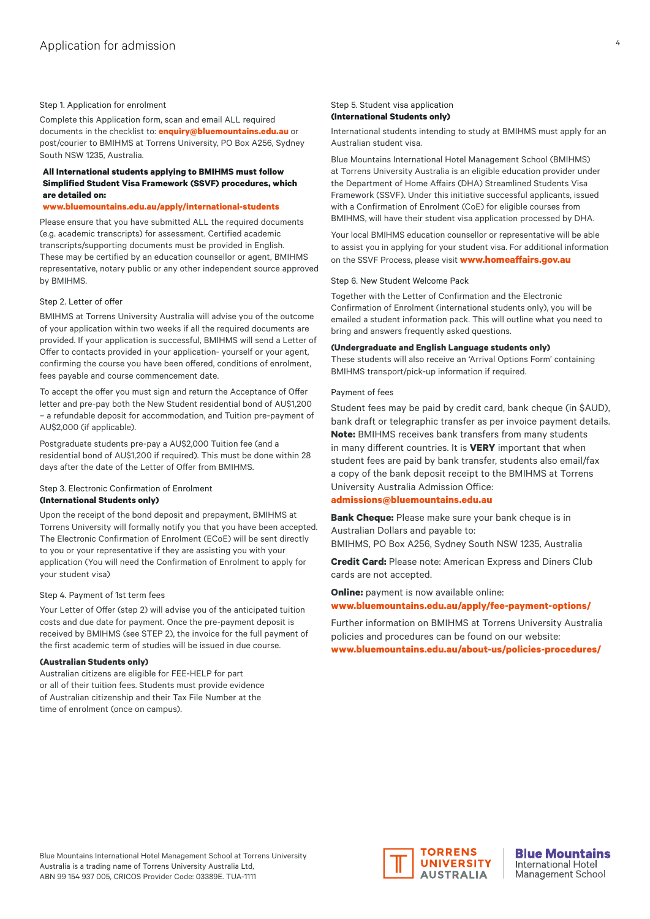# Application for admission

### Step 1. Application for enrolment

Complete this Application form, scan and email ALL required documents in the checklist to: **enquiry@bluemountains.edu.au** or post/courier to BMIHMS at Torrens University, PO Box A256, Sydney South NSW 1235, Australia.

**All International students applying to BMIHMS must follow Simplified Student Visa Framework (SSVF) procedures, which are detailed on:**
**www.bluemountains.edu.au/apply/international-students**

Please ensure that you have submitted ALL the required documents (e.g. academic transcripts) for assessment. Certified academic transcripts/supporting documents must be provided in English. These may be certified by an education counsellor or agent, BMIHMS representative, notary public or any other independent source approved by BMIHMS.

### Step 2. Letter of offer

BMIHMS at Torrens University Australia will advise you of the outcome of your application within two weeks if all the required documents are provided. If your application is successful, BMIHMS will send a Letter of Offer to contacts provided in your application- yourself or your agent, confirming the course you have been offered, conditions of enrolment, fees payable and course commencement date.

To accept the offer you must sign and return the Acceptance of Offer letter and pre-pay both the New Student residential bond of AU$1,200 – a refundable deposit for accommodation, and Tuition pre-payment of AU$2,000 (if applicable).

Postgraduate students pre-pay a AU$2,000 Tuition fee (and a residential bond of AU$1,200 if required). This must be done within 28 days after the date of the Letter of Offer from BMIHMS.

### Step 3. Electronic Confirmation of Enrolment
**(International Students only)**

Upon the receipt of the bond deposit and prepayment, BMIHMS at Torrens University will formally notify you that you have been accepted. The Electronic Confirmation of Enrolment (ECoE) will be sent directly to you or your representative if they are assisting you with your application (You will need the Confirmation of Enrolment to apply for your student visa)

### Step 4. Payment of 1st term fees

Your Letter of Offer (step 2) will advise you of the anticipated tuition costs and due date for payment. Once the pre-payment deposit is received by BMIHMS (see STEP 2), the invoice for the full payment of the first academic term of studies will be issued in due course.

**(Australian Students only)**
Australian citizens are eligible for FEE-HELP for part or all of their tuition fees. Students must provide evidence of Australian citizenship and their Tax File Number at the time of enrolment (once on campus).

### Step 5. Student visa application
**(International Students only)**

International students intending to study at BMIHMS must apply for an Australian student visa.

Blue Mountains International Hotel Management School (BMIHMS) at Torrens University Australia is an eligible education provider under the Department of Home Affairs (DHA) Streamlined Students Visa Framework (SSVF). Under this initiative successful applicants, issued with a Confirmation of Enrolment (CoE) for eligible courses from BMIHMS, will have their student visa application processed by DHA.

Your local BMIHMS education counsellor or representative will be able to assist you in applying for your student visa. For additional information on the SSVF Process, please visit **www.homeaffairs.gov.au**

### Step 6. New Student Welcome Pack

Together with the Letter of Confirmation and the Electronic Confirmation of Enrolment (international students only), you will be emailed a student information pack. This will outline what you need to bring and answers frequently asked questions.

**(Undergraduate and English Language students only)**
These students will also receive an 'Arrival Options Form' containing BMIHMS transport/pick-up information if required.

### Payment of fees

Student fees may be paid by credit card, bank cheque (in $AUD), bank draft or telegraphic transfer as per invoice payment details. **Note:** BMIHMS receives bank transfers from many students in many different countries. It is **VERY** important that when student fees are paid by bank transfer, students also email/fax a copy of the bank deposit receipt to the BMIHMS at Torrens University Australia Admission Office:
**admissions@bluemountains.edu.au**

**Bank Cheque:** Please make sure your bank cheque is in Australian Dollars and payable to:
BMIHMS, PO Box A256, Sydney South NSW 1235, Australia

**Credit Card:** Please note: American Express and Diners Club cards are not accepted.

**Online:** payment is now available online:
**www.bluemountains.edu.au/apply/fee-payment-options/**

Further information on BMIHMS at Torrens University Australia policies and procedures can be found on our website:
**www.bluemountains.edu.au/about-us/policies-procedures/**

Blue Mountains International Hotel Management School at Torrens University Australia is a trading name of Torrens University Australia Ltd, ABN 99 154 937 005, CRICOS Provider Code: 03389E. TUA-1111

TORRENS UNIVERSITY AUSTRALIA

Blue Mountains International Hotel Management School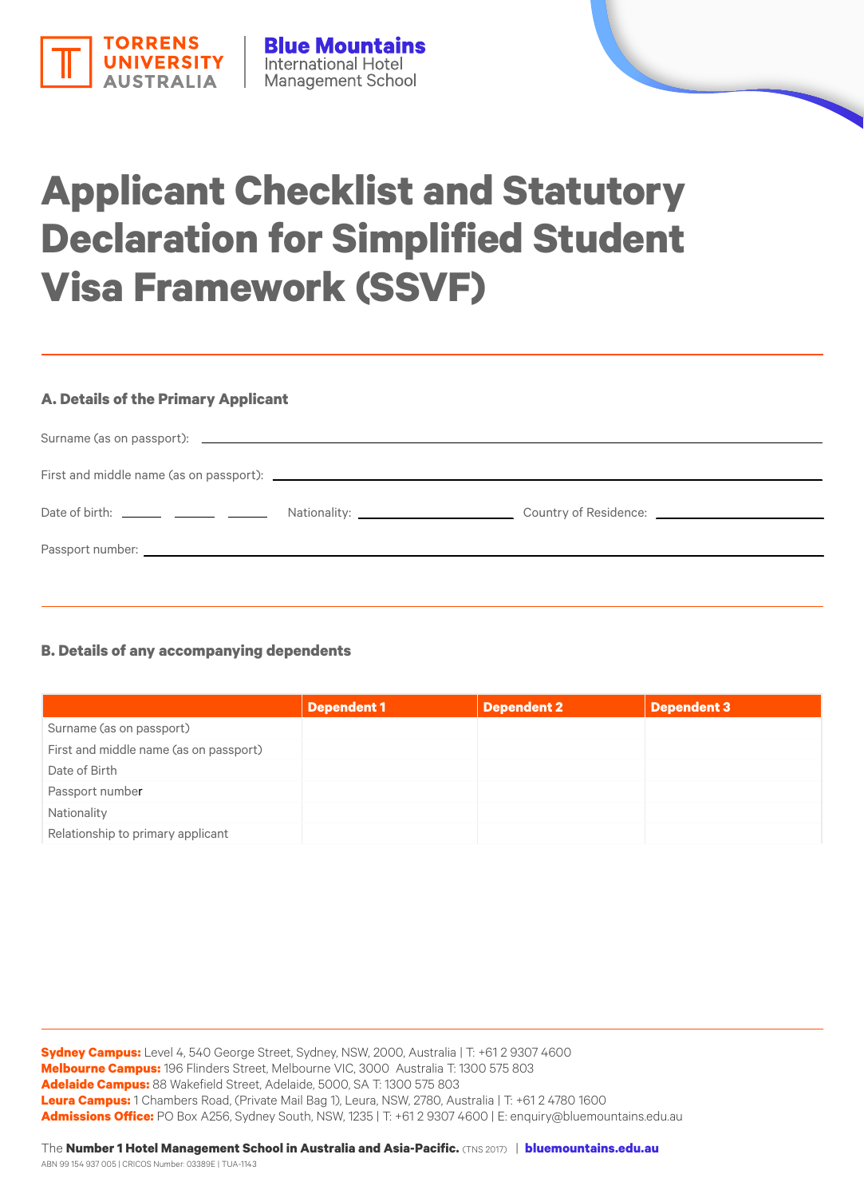TORRENS UNIVERSITY AUSTRALIA | **Blue Mountains** International Hotel Management School

# Applicant Checklist and Statutory Declaration for Simplified Student Visa Framework (SSVF)

## A. Details of the Primary Applicant

Surname (as on passport): ______________________________

First and middle name (as on passport): ______________________________

Date of birth: ______ ______ ______ Nationality: ______________ Country of Residence: ______________

Passport number: ______________________________

## B. Details of any accompanying dependents

| | Dependent 1 | Dependent 2 | Dependent 3 |
|---|---|---|---|
| Surname (as on passport) | | | |
| First and middle name (as on passport) | | | |
| Date of Birth | | | |
| Passport number | | | |
| Nationality | | | |
| Relationship to primary applicant | | | |

**Sydney Campus:** Level 4, 540 George Street, Sydney, NSW, 2000, Australia | T: +61 2 9307 4600
**Melbourne Campus:** 196 Flinders Street, Melbourne VIC, 3000 Australia T: 1300 575 803
**Adelaide Campus:** 88 Wakefield Street, Adelaide, 5000, SA T: 1300 575 803
**Leura Campus:** 1 Chambers Road, (Private Mail Bag 1), Leura, NSW, 2780, Australia | T: +61 2 4780 1600
**Admissions Office:** PO Box A256, Sydney South, NSW, 1235 | T: +61 2 9307 4600 | E: enquiry@bluemountains.edu.au

The **Number 1 Hotel Management School in Australia and Asia-Pacific.** (TNS 2017) | **bluemountains.edu.au**

ABN 99 154 937 005 | CRICOS Number: 03389E | TUA-1143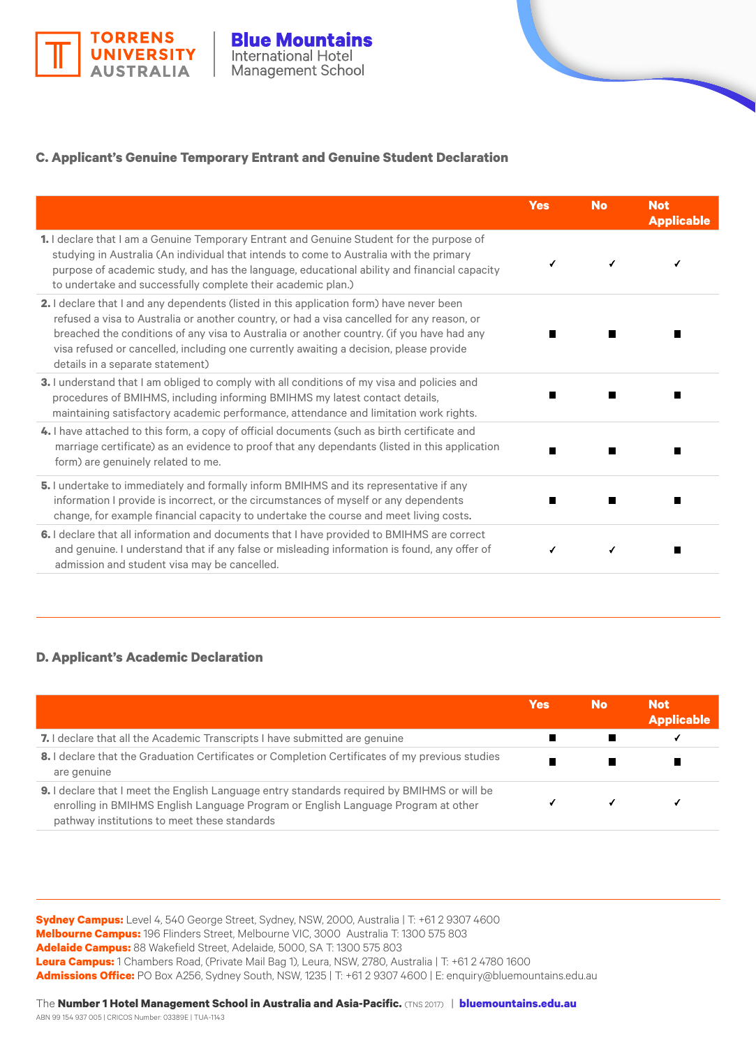### C. Applicant's Genuine Temporary Entrant and Genuine Student Declaration

| | Yes | No | Not Applicable |
|---|---|---|---|
| **1.** I declare that I am a Genuine Temporary Entrant and Genuine Student for the purpose of studying in Australia (An individual that intends to come to Australia with the primary purpose of academic study, and has the language, educational ability and financial capacity to undertake and successfully complete their academic plan.) | ✓ | ✓ | ✓ |
| **2.** I declare that I and any dependents (listed in this application form) have never been refused a visa to Australia or another country, or had a visa cancelled for any reason, or breached the conditions of any visa to Australia or another country. (if you have had any visa refused or cancelled, including one currently awaiting a decision, please provide details in a separate statement) | ■ | ■ | ■ |
| **3.** I understand that I am obliged to comply with all conditions of my visa and policies and procedures of BMIHMS, including informing BMIHMS my latest contact details, maintaining satisfactory academic performance, attendance and limitation work rights. | ■ | ■ | ■ |
| **4.** I have attached to this form, a copy of official documents (such as birth certificate and marriage certificate) as an evidence to proof that any dependants (listed in this application form) are genuinely related to me. | ■ | ■ | ■ |
| **5.** I undertake to immediately and formally inform BMIHMS and its representative if any information I provide is incorrect, or the circumstances of myself or any dependents change, for example financial capacity to undertake the course and meet living costs. | ■ | ■ | ■ |
| **6.** I declare that all information and documents that I have provided to BMIHMS are correct and genuine. I understand that if any false or misleading information is found, any offer of admission and student visa may be cancelled. | ✓ | ✓ | ■ |

### D. Applicant's Academic Declaration

| | Yes | No | Not Applicable |
|---|---|---|---|
| **7.** I declare that all the Academic Transcripts I have submitted are genuine | ■ | ■ | ✓ |
| **8.** I declare that the Graduation Certificates or Completion Certificates of my previous studies are genuine | ■ | ■ | ■ |
| **9.** I declare that I meet the English Language entry standards required by BMIHMS or will be enrolling in BMIHMS English Language Program or English Language Program at other pathway institutions to meet these standards | ✓ | ✓ | ✓ |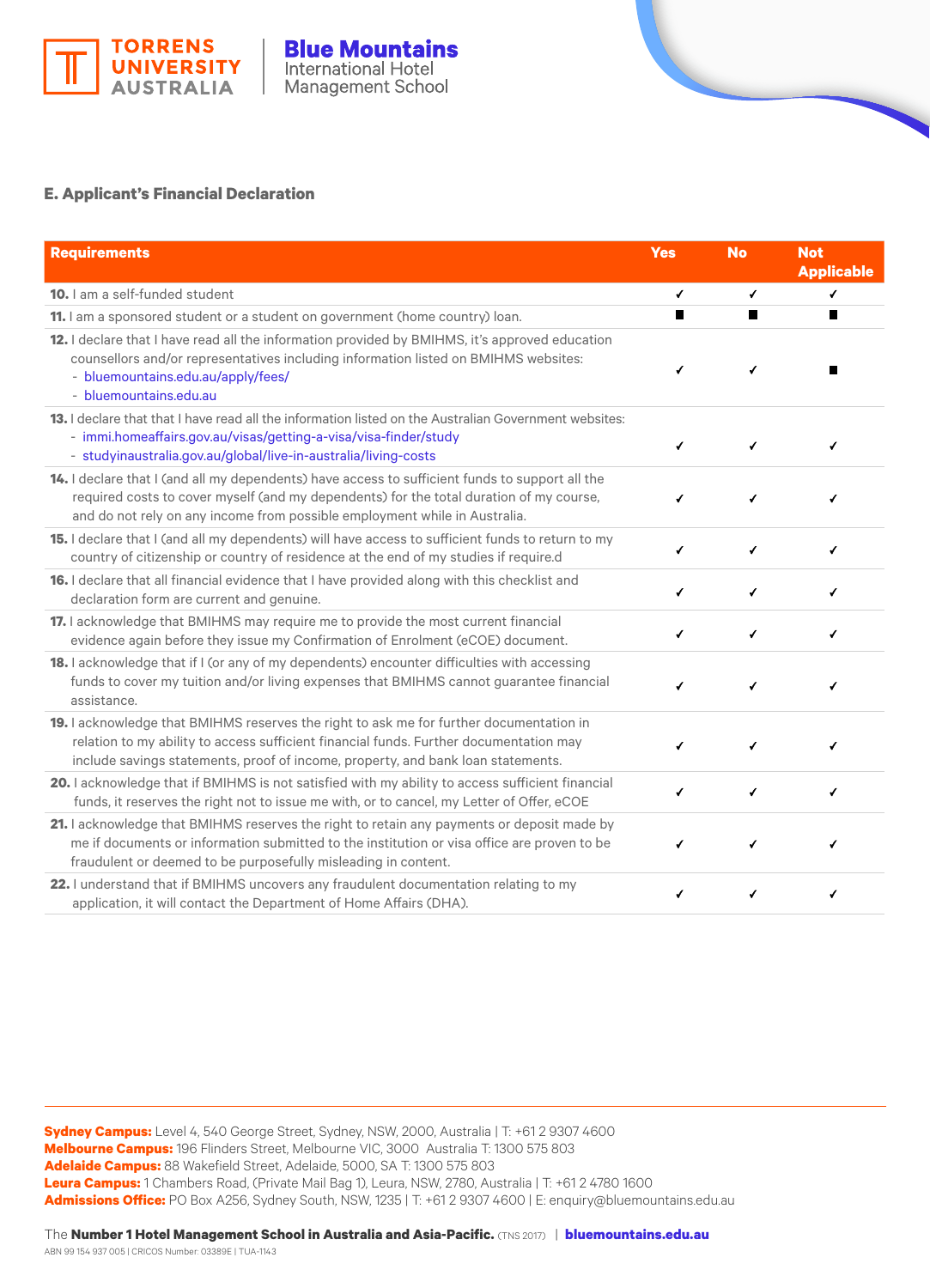## E. Applicant's Financial Declaration

| Requirements | Yes | No | Not Applicable |
|---|---|---|---|
| **10.** I am a self-funded student | ✓ | ✓ | ✓ |
| **11.** I am a sponsored student or a student on government (home country) loan. | ■ | ■ | ■ |
| **12.** I declare that I have read all the information provided by BMIHMS, it's approved education counsellors and/or representatives including information listed on BMIHMS websites: - bluemountains.edu.au/apply/fees/ - bluemountains.edu.au | ✓ | ✓ | ■ |
| **13.** I declare that that I have read all the information listed on the Australian Government websites: - immi.homeaffairs.gov.au/visas/getting-a-visa/visa-finder/study - studyinaustralia.gov.au/global/live-in-australia/living-costs | ✓ | ✓ | ✓ |
| **14.** I declare that I (and all my dependents) have access to sufficient funds to support all the required costs to cover myself (and my dependents) for the total duration of my course, and do not rely on any income from possible employment while in Australia. | ✓ | ✓ | ✓ |
| **15.** I declare that I (and all my dependents) will have access to sufficient funds to return to my country of citizenship or country of residence at the end of my studies if require.d | ✓ | ✓ | ✓ |
| **16.** I declare that all financial evidence that I have provided along with this checklist and declaration form are current and genuine. | ✓ | ✓ | ✓ |
| **17.** I acknowledge that BMIHMS may require me to provide the most current financial evidence again before they issue my Confirmation of Enrolment (eCOE) document. | ✓ | ✓ | ✓ |
| **18.** I acknowledge that if I (or any of my dependents) encounter difficulties with accessing funds to cover my tuition and/or living expenses that BMIHMS cannot guarantee financial assistance. | ✓ | ✓ | ✓ |
| **19.** I acknowledge that BMIHMS reserves the right to ask me for further documentation in relation to my ability to access sufficient financial funds. Further documentation may include savings statements, proof of income, property, and bank loan statements. | ✓ | ✓ | ✓ |
| **20.** I acknowledge that if BMIHMS is not satisfied with my ability to access sufficient financial funds, it reserves the right not to issue me with, or to cancel, my Letter of Offer, eCOE | ✓ | ✓ | ✓ |
| **21.** I acknowledge that BMIHMS reserves the right to retain any payments or deposit made by me if documents or information submitted to the institution or visa office are proven to be fraudulent or deemed to be purposefully misleading in content. | ✓ | ✓ | ✓ |
| **22.** I understand that if BMIHMS uncovers any fraudulent documentation relating to my application, it will contact the Department of Home Affairs (DHA). | ✓ | ✓ | ✓ |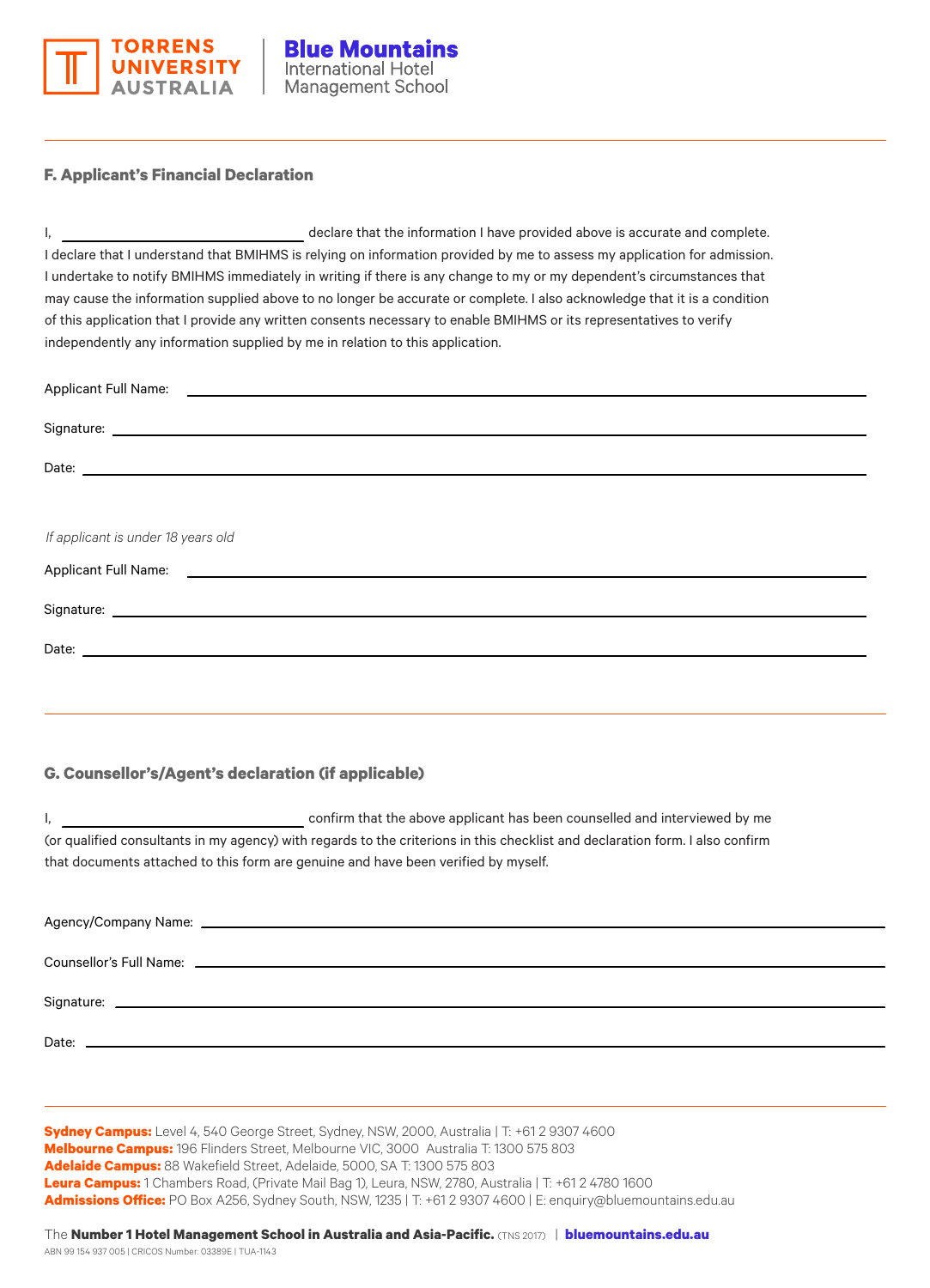### F. Applicant's Financial Declaration

I, ______________________ declare that the information I have provided above is accurate and complete. I declare that I understand that BMIHMS is relying on information provided by me to assess my application for admission. I undertake to notify BMIHMS immediately in writing if there is any change to my or my dependent's circumstances that may cause the information supplied above to no longer be accurate or complete. I also acknowledge that it is a condition of this application that I provide any written consents necessary to enable BMIHMS or its representatives to verify independently any information supplied by me in relation to this application.

Applicant Full Name: ______________________

Signature: ______________________

Date: ______________________

*If applicant is under 18 years old*

Applicant Full Name: ______________________

Signature: ______________________

Date: ______________________

### G. Counsellor's/Agent's declaration (if applicable)

I, ______________________ confirm that the above applicant has been counselled and interviewed by me (or qualified consultants in my agency) with regards to the criterions in this checklist and declaration form. I also confirm that documents attached to this form are genuine and have been verified by myself.

Agency/Company Name: ______________________

Counsellor's Full Name: ______________________

Signature: ______________________

Date: ______________________

**Sydney Campus:** Level 4, 540 George Street, Sydney, NSW, 2000, Australia | T: +61 2 9307 4600
**Melbourne Campus:** 196 Flinders Street, Melbourne VIC, 3000 Australia T: 1300 575 803
**Adelaide Campus:** 88 Wakefield Street, Adelaide, 5000, SA T: 1300 575 803
**Leura Campus:** 1 Chambers Road, (Private Mail Bag 1), Leura, NSW, 2780, Australia | T: +61 2 4780 1600
**Admissions Office:** PO Box A256, Sydney South, NSW, 1235 | T: +61 2 9307 4600 | E: enquiry@bluemountains.edu.au

The **Number 1 Hotel Management School in Australia and Asia-Pacific.** (TNS 2017) | **bluemountains.edu.au**

ABN 99 154 937 005 | CRICOS Number: 03389E | TUA-1143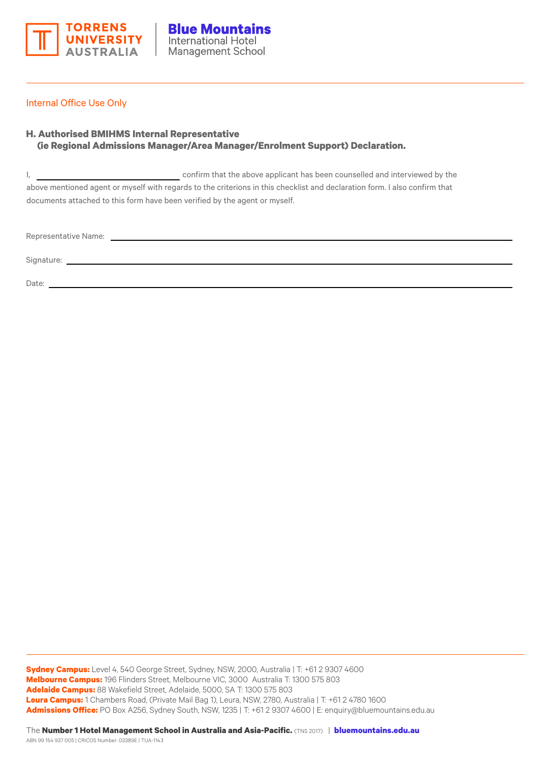Internal Office Use Only

### H. Authorised BMIHMS Internal Representative
### (ie Regional Admissions Manager/Area Manager/Enrolment Support) Declaration.

I, ______________________ confirm that the above applicant has been counselled and interviewed by the above mentioned agent or myself with regards to the criterions in this checklist and declaration form. I also confirm that documents attached to this form have been verified by the agent or myself.

Representative Name: ______________________

Signature: ______________________

Date: ______________________

**Sydney Campus:** Level 4, 540 George Street, Sydney, NSW, 2000, Australia | T: +61 2 9307 4600
**Melbourne Campus:** 196 Flinders Street, Melbourne VIC, 3000 Australia T: 1300 575 803
**Adelaide Campus:** 88 Wakefield Street, Adelaide, 5000, SA T: 1300 575 803
**Leura Campus:** 1 Chambers Road, (Private Mail Bag 1), Leura, NSW, 2780, Australia | T: +61 2 4780 1600
**Admissions Office:** PO Box A256, Sydney South, NSW, 1235 | T: +61 2 9307 4600 | E: enquiry@bluemountains.edu.au

The **Number 1 Hotel Management School in Australia and Asia-Pacific.** (TNS 2017) | **bluemountains.edu.au**

ABN 99 154 937 005 | CRICOS Number: 03389E | TUA-1143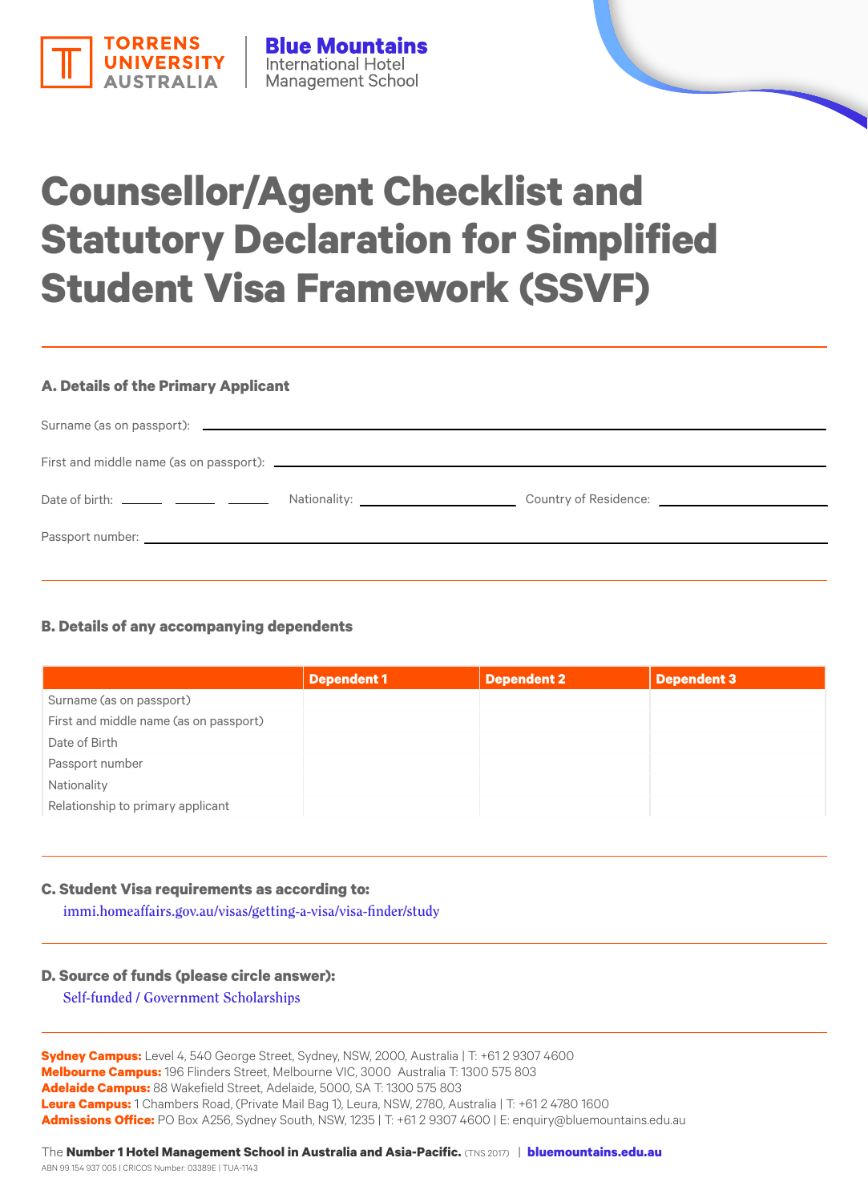TORRENS UNIVERSITY AUSTRALIA | **Blue Mountains** International Hotel Management School

# Counsellor/Agent Checklist and Statutory Declaration for Simplified Student Visa Framework (SSVF)

### A. Details of the Primary Applicant

Surname (as on passport): ______________________________

First and middle name (as on passport): ______________________________

Date of birth: ______ ______ ______ Nationality: ______________ Country of Residence: ______________

Passport number: ______________________________

### B. Details of any accompanying dependents

| | Dependent 1 | Dependent 2 | Dependent 3 |
|---|---|---|---|
| Surname (as on passport) | | | |
| First and middle name (as on passport) | | | |
| Date of Birth | | | |
| Passport number | | | |
| Nationality | | | |
| Relationship to primary applicant | | | |

### C. Student Visa requirements as according to:

immi.homeaffairs.gov.au/visas/getting-a-visa/visa-finder/study

### D. Source of funds (please circle answer):

Self-funded / Government Scholarships

**Sydney Campus:** Level 4, 540 George Street, Sydney, NSW, 2000, Australia | T: +61 2 9307 4600
**Melbourne Campus:** 196 Flinders Street, Melbourne VIC, 3000 Australia T: 1300 575 803
**Adelaide Campus:** 88 Wakefield Street, Adelaide, 5000, SA T: 1300 575 803
**Leura Campus:** 1 Chambers Road, (Private Mail Bag 1), Leura, NSW, 2780, Australia | T: +61 2 4780 1600
**Admissions Office:** PO Box A256, Sydney South, NSW, 1235 | T: +61 2 9307 4600 | E: enquiry@bluemountains.edu.au

The **Number 1 Hotel Management School in Australia and Asia-Pacific.** (TNS 2017) | **bluemountains.edu.au**

ABN 99 154 937 005 | CRICOS Number: 03389E | TUA-1143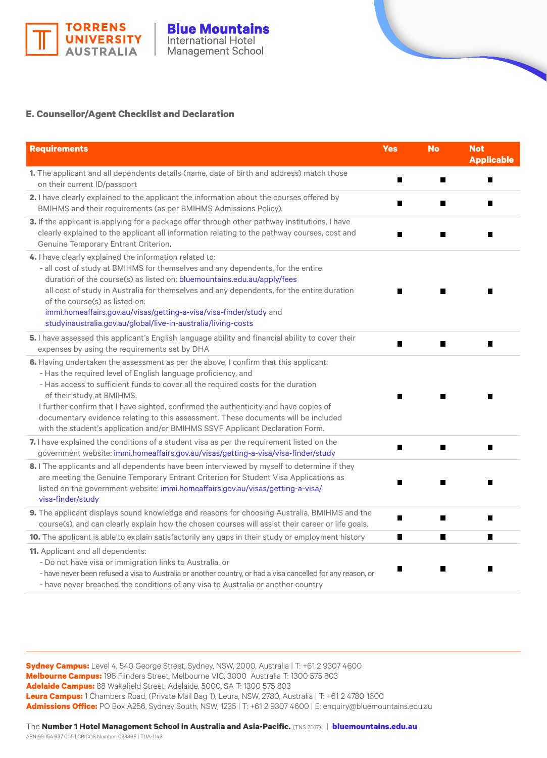TORRENS UNIVERSITY AUSTRALIA | **Blue Mountains** International Hotel Management School

### E. Counsellor/Agent Checklist and Declaration

| Requirements | Yes | No | Not Applicable |
|---|---|---|---|
| **1.** The applicant and all dependents details (name, date of birth and address) match those on their current ID/passport | ■ | ■ | ■ |
| **2.** I have clearly explained to the applicant the information about the courses offered by BMIHMS and their requirements (as per BMIHMS Admissions Policy). | ■ | ■ | ■ |
| **3.** If the applicant is applying for a package offer through other pathway institutions, I have clearly explained to the applicant all information relating to the pathway courses, cost and Genuine Temporary Entrant Criterion. | ■ | ■ | ■ |
| **4.** I have clearly explained the information related to:<br>- all cost of study at BMIHMS for themselves and any dependents, for the entire duration of the course(s) as listed on: bluemountains.edu.au/apply/fees<br>all cost of study in Australia for themselves and any dependents, for the entire duration of the course(s) as listed on:<br>immi.homeaffairs.gov.au/visas/getting-a-visa/visa-finder/study and studyinaustralia.gov.au/global/live-in-australia/living-costs | ■ | ■ | ■ |
| **5.** I have assessed this applicant's English language ability and financial ability to cover their expenses by using the requirements set by DHA | ■ | ■ | ■ |
| **6.** Having undertaken the assessment as per the above, I confirm that this applicant:<br>- Has the required level of English language proficiency, and<br>- Has access to sufficient funds to cover all the required costs for the duration of their study at BMIHMS.<br>I further confirm that I have sighted, confirmed the authenticity and have copies of documentary evidence relating to this assessment. These documents will be included with the student's application and/or BMIHMS SSVF Applicant Declaration Form. | ■ | ■ | ■ |
| **7.** I have explained the conditions of a student visa as per the requirement listed on the government website: immi.homeaffairs.gov.au/visas/getting-a-visa/visa-finder/study | ■ | ■ | ■ |
| **8.** I The applicants and all dependents have been interviewed by myself to determine if they are meeting the Genuine Temporary Entrant Criterion for Student Visa Applications as listed on the government website: immi.homeaffairs.gov.au/visas/getting-a-visa/visa-finder/study | ■ | ■ | ■ |
| **9.** The applicant displays sound knowledge and reasons for choosing Australia, BMIHMS and the course(s), and can clearly explain how the chosen courses will assist their career or life goals. | ■ | ■ | ■ |
| **10.** The applicant is able to explain satisfactorily any gaps in their study or employment history | ■ | ■ | ■ |
| **11.** Applicant and all dependents:<br>- Do not have visa or immigration links to Australia, or<br>- have never been refused a visa to Australia or another country, or had a visa cancelled for any reason, or<br>- have never breached the conditions of any visa to Australia or another country | ■ | ■ | ■ |

**Sydney Campus:** Level 4, 540 George Street, Sydney, NSW, 2000, Australia | T: +61 2 9307 4600
**Melbourne Campus:** 196 Flinders Street, Melbourne VIC, 3000 Australia T: 1300 575 803
**Adelaide Campus:** 88 Wakefield Street, Adelaide, 5000, SA T: 1300 575 803
**Leura Campus:** 1 Chambers Road, (Private Mail Bag 1), Leura, NSW, 2780, Australia | T: +61 2 4780 1600
**Admissions Office:** PO Box A256, Sydney South, NSW, 1235 | T: +61 2 9307 4600 | E: enquiry@bluemountains.edu.au

The **Number 1 Hotel Management School in Australia and Asia-Pacific.** (TNS 2017) | **bluemountains.edu.au**

ABN 99 154 937 005 | CRICOS Number: 03389E | TUA-1143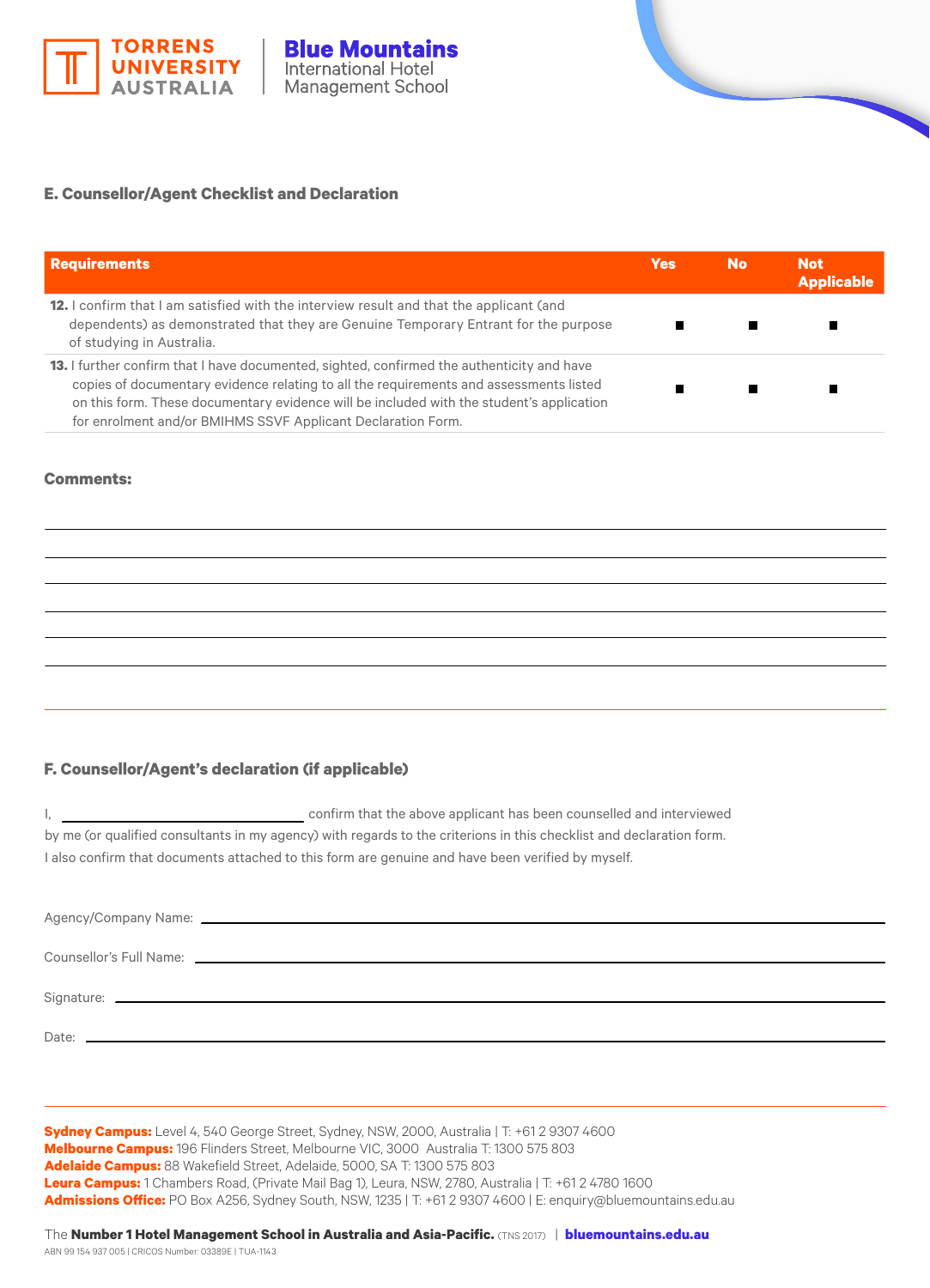**TORRENS UNIVERSITY AUSTRALIA** | **Blue Mountains** International Hotel Management School

## E. Counsellor/Agent Checklist and Declaration

| Requirements | Yes | No | Not Applicable |
|---|---|---|---|
| **12.** I confirm that I am satisfied with the interview result and that the applicant (and dependents) as demonstrated that they are Genuine Temporary Entrant for the purpose of studying in Australia. | ■ | ■ | ■ |
| **13.** I further confirm that I have documented, sighted, confirmed the authenticity and have copies of documentary evidence relating to all the requirements and assessments listed on this form. These documentary evidence will be included with the student's application for enrolment and/or BMIHMS SSVF Applicant Declaration Form. | ■ | ■ | ■ |

**Comments:**

______________________________________________

______________________________________________

______________________________________________

______________________________________________

______________________________________________

______________________________________________

## F. Counsellor/Agent's declaration (if applicable)

I, ______________________ confirm that the above applicant has been counselled and interviewed by me (or qualified consultants in my agency) with regards to the criterions in this checklist and declaration form. I also confirm that documents attached to this form are genuine and have been verified by myself.

Agency/Company Name: ______________________

Counsellor's Full Name: ______________________

Signature: ______________________

Date: ______________________

**Sydney Campus:** Level 4, 540 George Street, Sydney, NSW, 2000, Australia | T: +61 2 9307 4600
**Melbourne Campus:** 196 Flinders Street, Melbourne VIC, 3000 Australia T: 1300 575 803
**Adelaide Campus:** 88 Wakefield Street, Adelaide, 5000, SA T: 1300 575 803
**Leura Campus:** 1 Chambers Road, (Private Mail Bag 1), Leura, NSW, 2780, Australia | T: +61 2 4780 1600
**Admissions Office:** PO Box A256, Sydney South, NSW, 1235 | T: +61 2 9307 4600 | E: enquiry@bluemountains.edu.au

The **Number 1 Hotel Management School in Australia and Asia-Pacific.** (TNS 2017) | **bluemountains.edu.au**

ABN 99 154 937 005 | CRICOS Number: 03389E | TUA-1143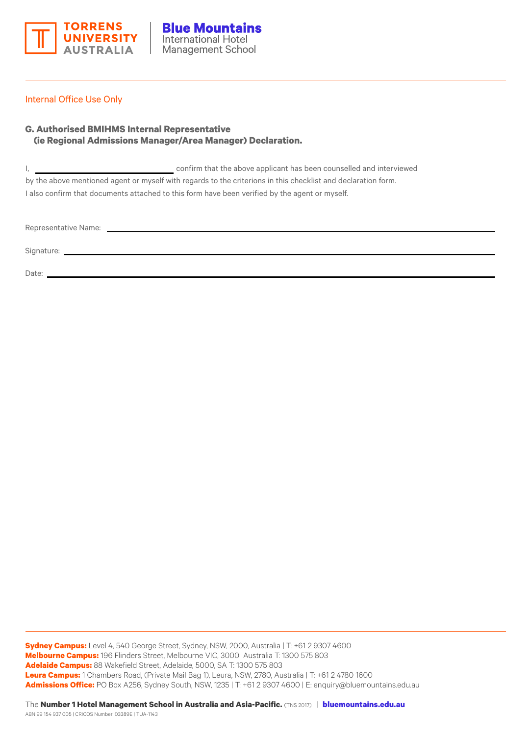Internal Office Use Only

**G. Authorised BMIHMS Internal Representative (ie Regional Admissions Manager/Area Manager) Declaration.**

I, ______________________ confirm that the above applicant has been counselled and interviewed by the above mentioned agent or myself with regards to the criterions in this checklist and declaration form.
I also confirm that documents attached to this form have been verified by the agent or myself.

Representative Name: ______________________

Signature: ______________________

Date: ______________________

**Sydney Campus:** Level 4, 540 George Street, Sydney, NSW, 2000, Australia | T: +61 2 9307 4600
**Melbourne Campus:** 196 Flinders Street, Melbourne VIC, 3000 Australia T: 1300 575 803
**Adelaide Campus:** 88 Wakefield Street, Adelaide, 5000, SA T: 1300 575 803
**Leura Campus:** 1 Chambers Road, (Private Mail Bag 1), Leura, NSW, 2780, Australia | T: +61 2 4780 1600
**Admissions Office:** PO Box A256, Sydney South, NSW, 1235 | T: +61 2 9307 4600 | E: enquiry@bluemountains.edu.au

The **Number 1 Hotel Management School in Australia and Asia-Pacific.** (TNS 2017) | **bluemountains.edu.au**

ABN 99 154 937 005 | CRICOS Number: 03389E | TUA-1143